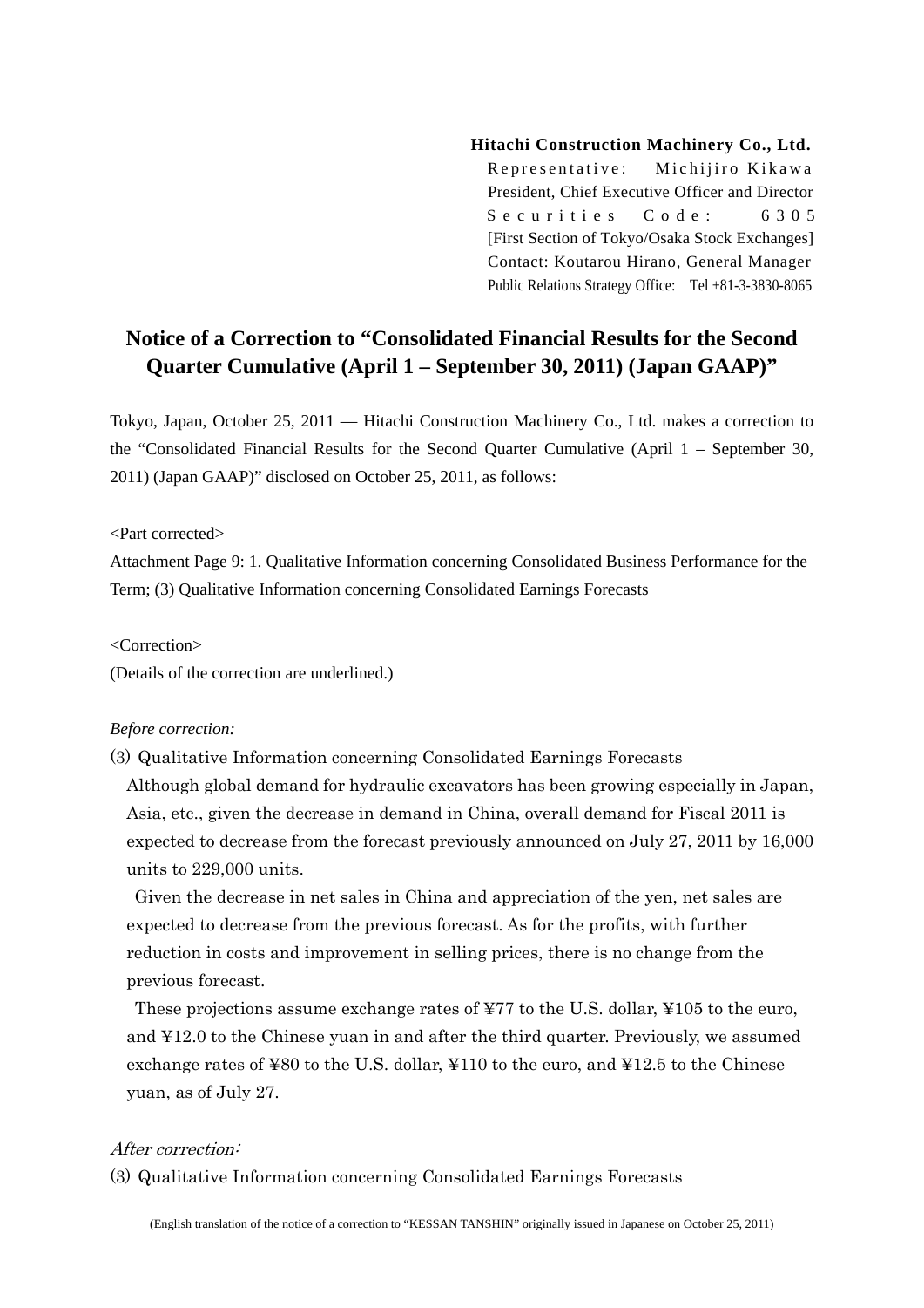**Hitachi Construction Machinery Co., Ltd.**
Representative: Michijiro Kikawa
President, Chief Executive Officer and Director
Securities Code: 6305
[First Section of Tokyo/Osaka Stock Exchanges]
Contact: Koutarou Hirano, General Manager
Public Relations Strategy Office: Tel +81-3-3830-8065

# Notice of a Correction to "Consolidated Financial Results for the Second Quarter Cumulative (April 1 – September 30, 2011) (Japan GAAP)"

Tokyo, Japan, October 25, 2011 — Hitachi Construction Machinery Co., Ltd. makes a correction to the "Consolidated Financial Results for the Second Quarter Cumulative (April 1 – September 30, 2011) (Japan GAAP)" disclosed on October 25, 2011, as follows:

<Part corrected>
Attachment Page 9: 1. Qualitative Information concerning Consolidated Business Performance for the Term; (3) Qualitative Information concerning Consolidated Earnings Forecasts

<Correction>
(Details of the correction are underlined.)

*Before correction:*

(3) Qualitative Information concerning Consolidated Earnings Forecasts

Although global demand for hydraulic excavators has been growing especially in Japan, Asia, etc., given the decrease in demand in China, overall demand for Fiscal 2011 is expected to decrease from the forecast previously announced on July 27, 2011 by 16,000 units to 229,000 units.

Given the decrease in net sales in China and appreciation of the yen, net sales are expected to decrease from the previous forecast. As for the profits, with further reduction in costs and improvement in selling prices, there is no change from the previous forecast.

These projections assume exchange rates of ¥77 to the U.S. dollar, ¥105 to the euro, and ¥12.0 to the Chinese yuan in and after the third quarter. Previously, we assumed exchange rates of ¥80 to the U.S. dollar, ¥110 to the euro, and <u>¥12.5</u> to the Chinese yuan, as of July 27.

*After correction:*

(3) Qualitative Information concerning Consolidated Earnings Forecasts

(English translation of the notice of a correction to "KESSAN TANSHIN" originally issued in Japanese on October 25, 2011)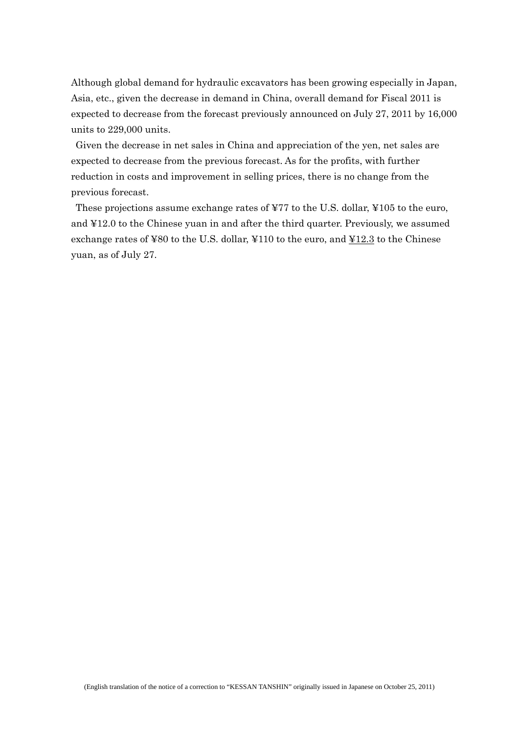Although global demand for hydraulic excavators has been growing especially in Japan, Asia, etc., given the decrease in demand in China, overall demand for Fiscal 2011 is expected to decrease from the forecast previously announced on July 27, 2011 by 16,000 units to 229,000 units.

Given the decrease in net sales in China and appreciation of the yen, net sales are expected to decrease from the previous forecast. As for the profits, with further reduction in costs and improvement in selling prices, there is no change from the previous forecast.

These projections assume exchange rates of ¥77 to the U.S. dollar, ¥105 to the euro, and ¥12.0 to the Chinese yuan in and after the third quarter. Previously, we assumed exchange rates of ¥80 to the U.S. dollar, ¥110 to the euro, and ¥12.3 to the Chinese yuan, as of July 27.

(English translation of the notice of a correction to "KESSAN TANSHIN" originally issued in Japanese on October 25, 2011)